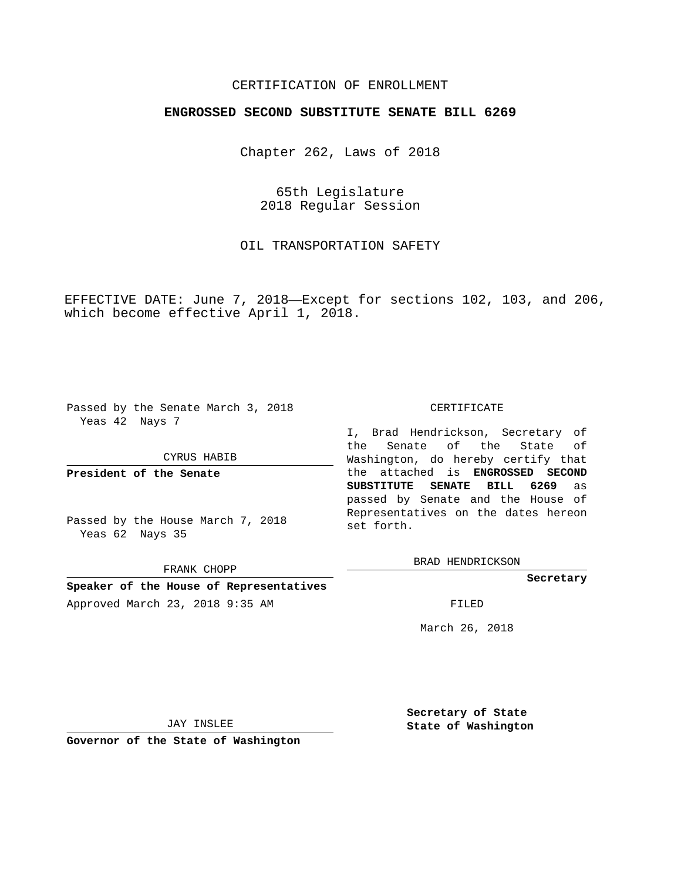CERTIFICATION OF ENROLLMENT

**ENGROSSED SECOND SUBSTITUTE SENATE BILL 6269**

Chapter 262, Laws of 2018

65th Legislature
2018 Regular Session

OIL TRANSPORTATION SAFETY

EFFECTIVE DATE: June 7, 2018—Except for sections 102, 103, and 206, which become effective April 1, 2018.

Passed by the Senate March 3, 2018
Yeas 42 Nays 7

CYRUS HABIB

**President of the Senate**

Passed by the House March 7, 2018
Yeas 62 Nays 35

FRANK CHOPP

**Speaker of the House of Representatives**

Approved March 23, 2018 9:35 AM

JAY INSLEE

**Governor of the State of Washington**

CERTIFICATE

I, Brad Hendrickson, Secretary of the Senate of the State of Washington, do hereby certify that the attached is **ENGROSSED SECOND SUBSTITUTE SENATE BILL 6269** as passed by Senate and the House of Representatives on the dates hereon set forth.

BRAD HENDRICKSON

**Secretary**

FILED

March 26, 2018

**Secretary of State**
**State of Washington**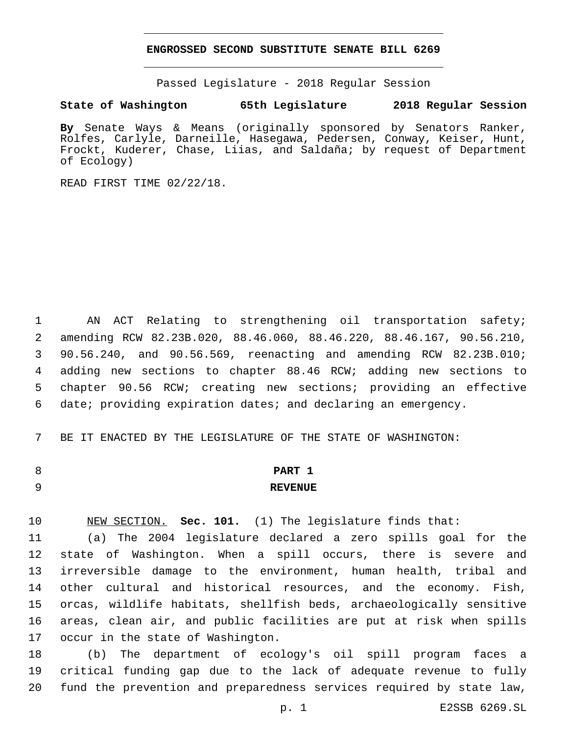**ENGROSSED SECOND SUBSTITUTE SENATE BILL 6269**

Passed Legislature - 2018 Regular Session

**State of Washington 65th Legislature 2018 Regular Session**

**By** Senate Ways & Means (originally sponsored by Senators Ranker, Rolfes, Carlyle, Darneille, Hasegawa, Pedersen, Conway, Keiser, Hunt, Frockt, Kuderer, Chase, Liias, and Saldaña; by request of Department of Ecology)

READ FIRST TIME 02/22/18.

AN ACT Relating to strengthening oil transportation safety; amending RCW 82.23B.020, 88.46.060, 88.46.220, 88.46.167, 90.56.210, 90.56.240, and 90.56.569, reenacting and amending RCW 82.23B.010; adding new sections to chapter 88.46 RCW; adding new sections to chapter 90.56 RCW; creating new sections; providing an effective date; providing expiration dates; and declaring an emergency.

BE IT ENACTED BY THE LEGISLATURE OF THE STATE OF WASHINGTON:

**PART 1**
**REVENUE**

NEW SECTION. **Sec. 101.** (1) The legislature finds that:

(a) The 2004 legislature declared a zero spills goal for the state of Washington. When a spill occurs, there is severe and irreversible damage to the environment, human health, tribal and other cultural and historical resources, and the economy. Fish, orcas, wildlife habitats, shellfish beds, archaeologically sensitive areas, clean air, and public facilities are put at risk when spills occur in the state of Washington.

(b) The department of ecology's oil spill program faces a critical funding gap due to the lack of adequate revenue to fully fund the prevention and preparedness services required by state law,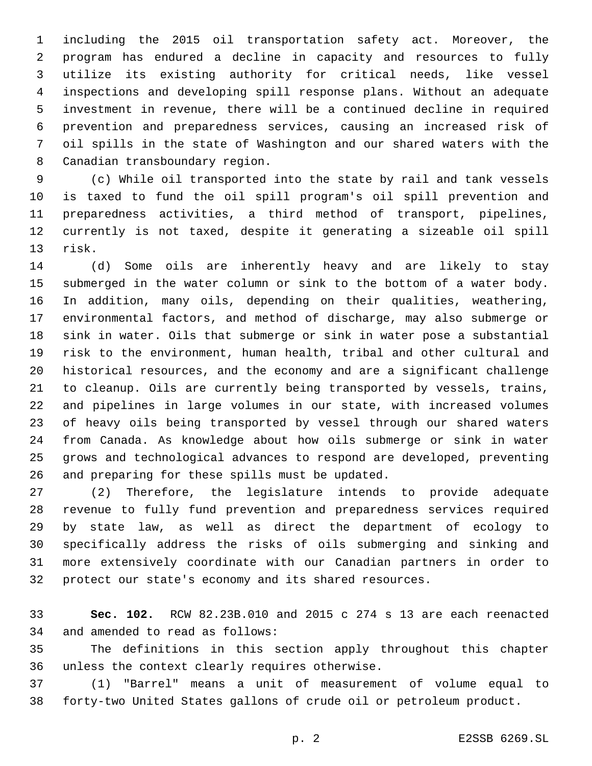including the 2015 oil transportation safety act. Moreover, the program has endured a decline in capacity and resources to fully utilize its existing authority for critical needs, like vessel inspections and developing spill response plans. Without an adequate investment in revenue, there will be a continued decline in required prevention and preparedness services, causing an increased risk of oil spills in the state of Washington and our shared waters with the Canadian transboundary region.

(c) While oil transported into the state by rail and tank vessels is taxed to fund the oil spill program's oil spill prevention and preparedness activities, a third method of transport, pipelines, currently is not taxed, despite it generating a sizeable oil spill risk.

(d) Some oils are inherently heavy and are likely to stay submerged in the water column or sink to the bottom of a water body. In addition, many oils, depending on their qualities, weathering, environmental factors, and method of discharge, may also submerge or sink in water. Oils that submerge or sink in water pose a substantial risk to the environment, human health, tribal and other cultural and historical resources, and the economy and are a significant challenge to cleanup. Oils are currently being transported by vessels, trains, and pipelines in large volumes in our state, with increased volumes of heavy oils being transported by vessel through our shared waters from Canada. As knowledge about how oils submerge or sink in water grows and technological advances to respond are developed, preventing and preparing for these spills must be updated.

(2) Therefore, the legislature intends to provide adequate revenue to fully fund prevention and preparedness services required by state law, as well as direct the department of ecology to specifically address the risks of oils submerging and sinking and more extensively coordinate with our Canadian partners in order to protect our state's economy and its shared resources.

**Sec. 102.** RCW 82.23B.010 and 2015 c 274 s 13 are each reenacted and amended to read as follows:

The definitions in this section apply throughout this chapter unless the context clearly requires otherwise.

(1) "Barrel" means a unit of measurement of volume equal to forty-two United States gallons of crude oil or petroleum product.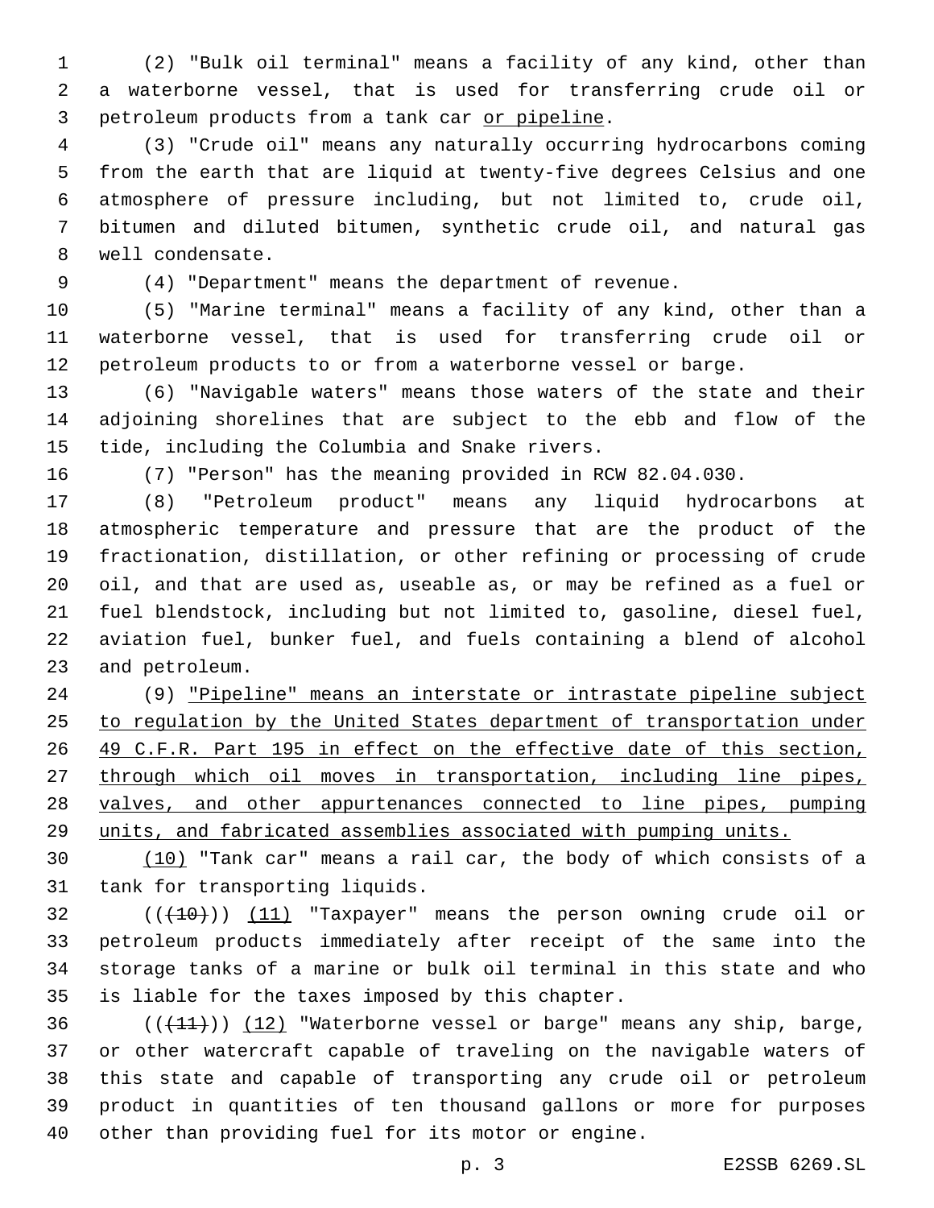(2) "Bulk oil terminal" means a facility of any kind, other than a waterborne vessel, that is used for transferring crude oil or petroleum products from a tank car <u>or pipeline</u>.

(3) "Crude oil" means any naturally occurring hydrocarbons coming from the earth that are liquid at twenty-five degrees Celsius and one atmosphere of pressure including, but not limited to, crude oil, bitumen and diluted bitumen, synthetic crude oil, and natural gas well condensate.

(4) "Department" means the department of revenue.

(5) "Marine terminal" means a facility of any kind, other than a waterborne vessel, that is used for transferring crude oil or petroleum products to or from a waterborne vessel or barge.

(6) "Navigable waters" means those waters of the state and their adjoining shorelines that are subject to the ebb and flow of the tide, including the Columbia and Snake rivers.

(7) "Person" has the meaning provided in RCW 82.04.030.

(8) "Petroleum product" means any liquid hydrocarbons at atmospheric temperature and pressure that are the product of the fractionation, distillation, or other refining or processing of crude oil, and that are used as, useable as, or may be refined as a fuel or fuel blendstock, including but not limited to, gasoline, diesel fuel, aviation fuel, bunker fuel, and fuels containing a blend of alcohol and petroleum.

(9) <u>"Pipeline" means an interstate or intrastate pipeline subject to regulation by the United States department of transportation under 49 C.F.R. Part 195 in effect on the effective date of this section, through which oil moves in transportation, including line pipes, valves, and other appurtenances connected to line pipes, pumping units, and fabricated assemblies associated with pumping units.</u>

<u>(10)</u> "Tank car" means a rail car, the body of which consists of a tank for transporting liquids.

((~~(10)~~)) <u>(11)</u> "Taxpayer" means the person owning crude oil or petroleum products immediately after receipt of the same into the storage tanks of a marine or bulk oil terminal in this state and who is liable for the taxes imposed by this chapter.

((~~(11)~~)) <u>(12)</u> "Waterborne vessel or barge" means any ship, barge, or other watercraft capable of traveling on the navigable waters of this state and capable of transporting any crude oil or petroleum product in quantities of ten thousand gallons or more for purposes other than providing fuel for its motor or engine.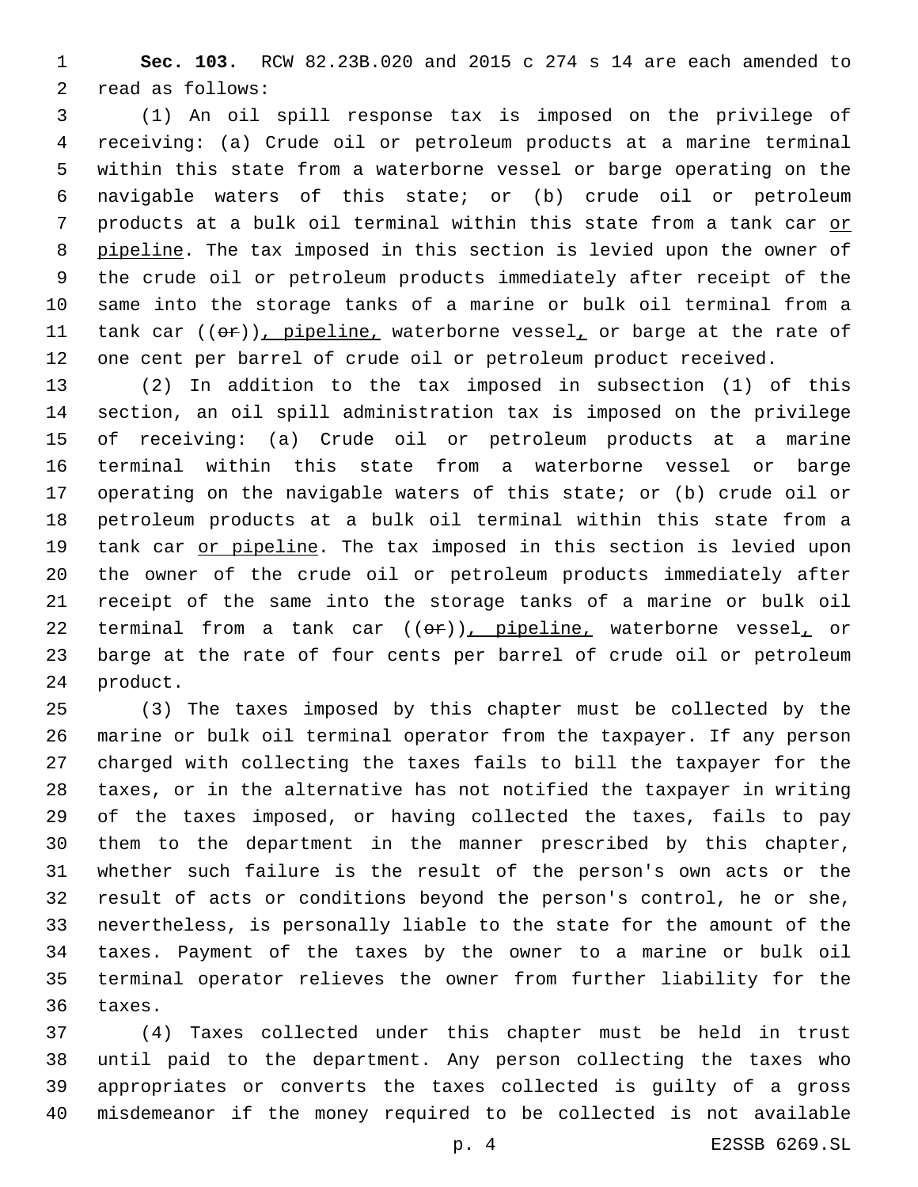**Sec. 103.** RCW 82.23B.020 and 2015 c 274 s 14 are each amended to read as follows:

(1) An oil spill response tax is imposed on the privilege of receiving: (a) Crude oil or petroleum products at a marine terminal within this state from a waterborne vessel or barge operating on the navigable waters of this state; or (b) crude oil or petroleum products at a bulk oil terminal within this state from a tank car <u>or pipeline</u>. The tax imposed in this section is levied upon the owner of the crude oil or petroleum products immediately after receipt of the same into the storage tanks of a marine or bulk oil terminal from a tank car ((~~or~~))<u>, pipeline,</u> waterborne vessel<u>,</u> or barge at the rate of one cent per barrel of crude oil or petroleum product received.

(2) In addition to the tax imposed in subsection (1) of this section, an oil spill administration tax is imposed on the privilege of receiving: (a) Crude oil or petroleum products at a marine terminal within this state from a waterborne vessel or barge operating on the navigable waters of this state; or (b) crude oil or petroleum products at a bulk oil terminal within this state from a tank car <u>or pipeline</u>. The tax imposed in this section is levied upon the owner of the crude oil or petroleum products immediately after receipt of the same into the storage tanks of a marine or bulk oil terminal from a tank car ((~~or~~))<u>, pipeline,</u> waterborne vessel<u>,</u> or barge at the rate of four cents per barrel of crude oil or petroleum product.

(3) The taxes imposed by this chapter must be collected by the marine or bulk oil terminal operator from the taxpayer. If any person charged with collecting the taxes fails to bill the taxpayer for the taxes, or in the alternative has not notified the taxpayer in writing of the taxes imposed, or having collected the taxes, fails to pay them to the department in the manner prescribed by this chapter, whether such failure is the result of the person's own acts or the result of acts or conditions beyond the person's control, he or she, nevertheless, is personally liable to the state for the amount of the taxes. Payment of the taxes by the owner to a marine or bulk oil terminal operator relieves the owner from further liability for the taxes.

(4) Taxes collected under this chapter must be held in trust until paid to the department. Any person collecting the taxes who appropriates or converts the taxes collected is guilty of a gross misdemeanor if the money required to be collected is not available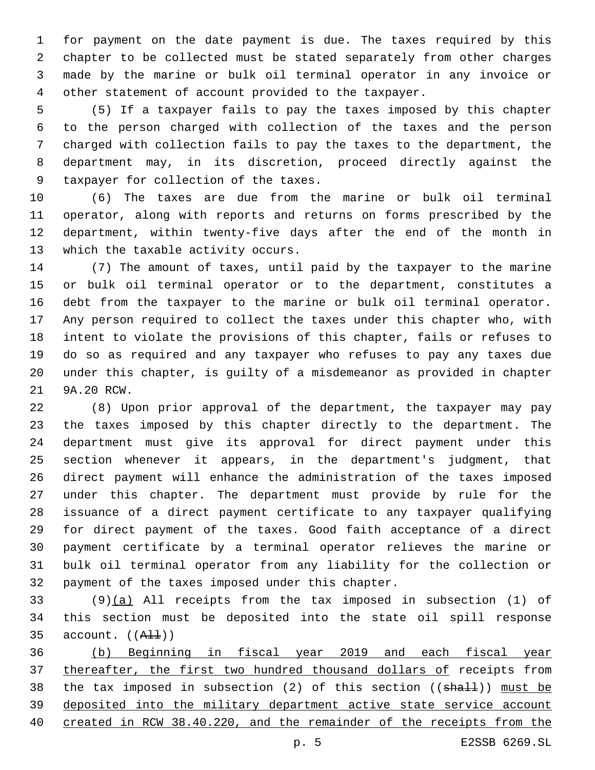for payment on the date payment is due. The taxes required by this chapter to be collected must be stated separately from other charges made by the marine or bulk oil terminal operator in any invoice or other statement of account provided to the taxpayer.

(5) If a taxpayer fails to pay the taxes imposed by this chapter to the person charged with collection of the taxes and the person charged with collection fails to pay the taxes to the department, the department may, in its discretion, proceed directly against the taxpayer for collection of the taxes.

(6) The taxes are due from the marine or bulk oil terminal operator, along with reports and returns on forms prescribed by the department, within twenty-five days after the end of the month in which the taxable activity occurs.

(7) The amount of taxes, until paid by the taxpayer to the marine or bulk oil terminal operator or to the department, constitutes a debt from the taxpayer to the marine or bulk oil terminal operator. Any person required to collect the taxes under this chapter who, with intent to violate the provisions of this chapter, fails or refuses to do so as required and any taxpayer who refuses to pay any taxes due under this chapter, is guilty of a misdemeanor as provided in chapter 9A.20 RCW.

(8) Upon prior approval of the department, the taxpayer may pay the taxes imposed by this chapter directly to the department. The department must give its approval for direct payment under this section whenever it appears, in the department's judgment, that direct payment will enhance the administration of the taxes imposed under this chapter. The department must provide by rule for the issuance of a direct payment certificate to any taxpayer qualifying for direct payment of the taxes. Good faith acceptance of a direct payment certificate by a terminal operator relieves the marine or bulk oil terminal operator from any liability for the collection or payment of the taxes imposed under this chapter.

(9)<u>(a)</u> All receipts from the tax imposed in subsection (1) of this section must be deposited into the state oil spill response account. ((~~All~~))

<u>(b) Beginning in fiscal year 2019 and each fiscal year thereafter, the first two hundred thousand dollars of</u> receipts from the tax imposed in subsection (2) of this section ((~~shall~~)) <u>must be deposited into the military department active state service account created in RCW 38.40.220, and the remainder of the receipts from the</u>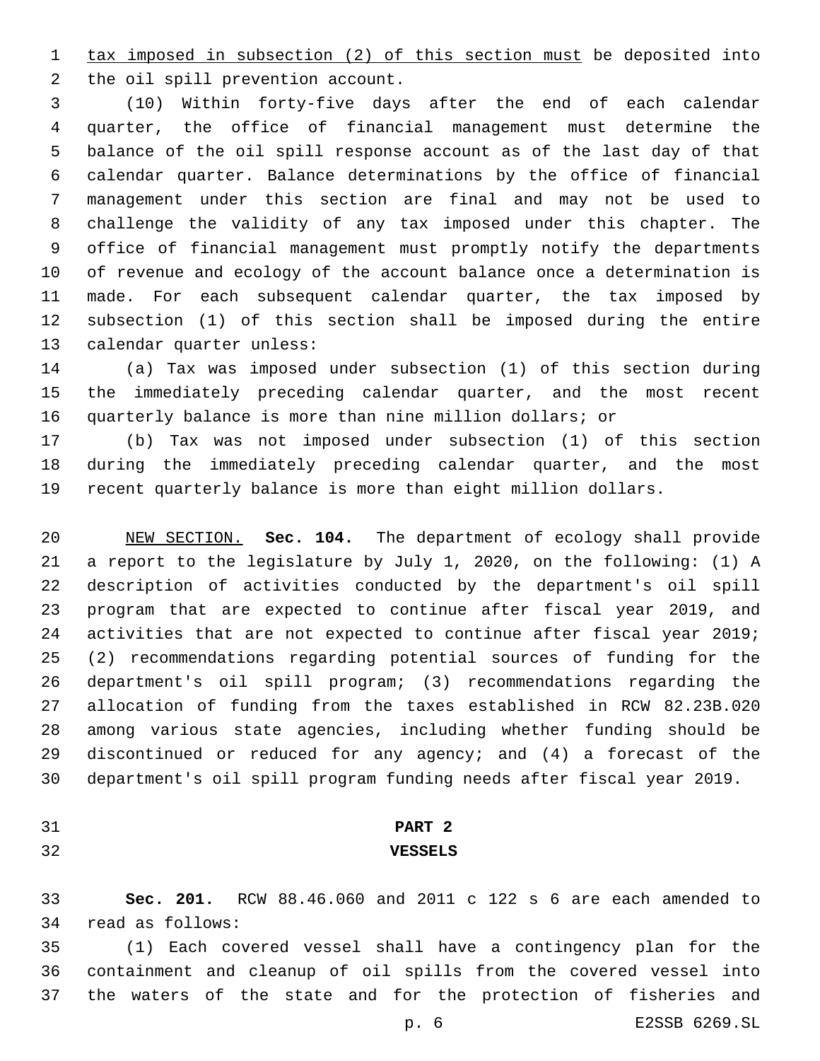tax imposed in subsection (2) of this section must be deposited into the oil spill prevention account.

(10) Within forty-five days after the end of each calendar quarter, the office of financial management must determine the balance of the oil spill response account as of the last day of that calendar quarter. Balance determinations by the office of financial management under this section are final and may not be used to challenge the validity of any tax imposed under this chapter. The office of financial management must promptly notify the departments of revenue and ecology of the account balance once a determination is made. For each subsequent calendar quarter, the tax imposed by subsection (1) of this section shall be imposed during the entire calendar quarter unless:

(a) Tax was imposed under subsection (1) of this section during the immediately preceding calendar quarter, and the most recent quarterly balance is more than nine million dollars; or

(b) Tax was not imposed under subsection (1) of this section during the immediately preceding calendar quarter, and the most recent quarterly balance is more than eight million dollars.

NEW SECTION. **Sec. 104.** The department of ecology shall provide a report to the legislature by July 1, 2020, on the following: (1) A description of activities conducted by the department's oil spill program that are expected to continue after fiscal year 2019, and activities that are not expected to continue after fiscal year 2019; (2) recommendations regarding potential sources of funding for the department's oil spill program; (3) recommendations regarding the allocation of funding from the taxes established in RCW 82.23B.020 among various state agencies, including whether funding should be discontinued or reduced for any agency; and (4) a forecast of the department's oil spill program funding needs after fiscal year 2019.

## PART 2
## VESSELS

**Sec. 201.** RCW 88.46.060 and 2011 c 122 s 6 are each amended to read as follows:

(1) Each covered vessel shall have a contingency plan for the containment and cleanup of oil spills from the covered vessel into the waters of the state and for the protection of fisheries and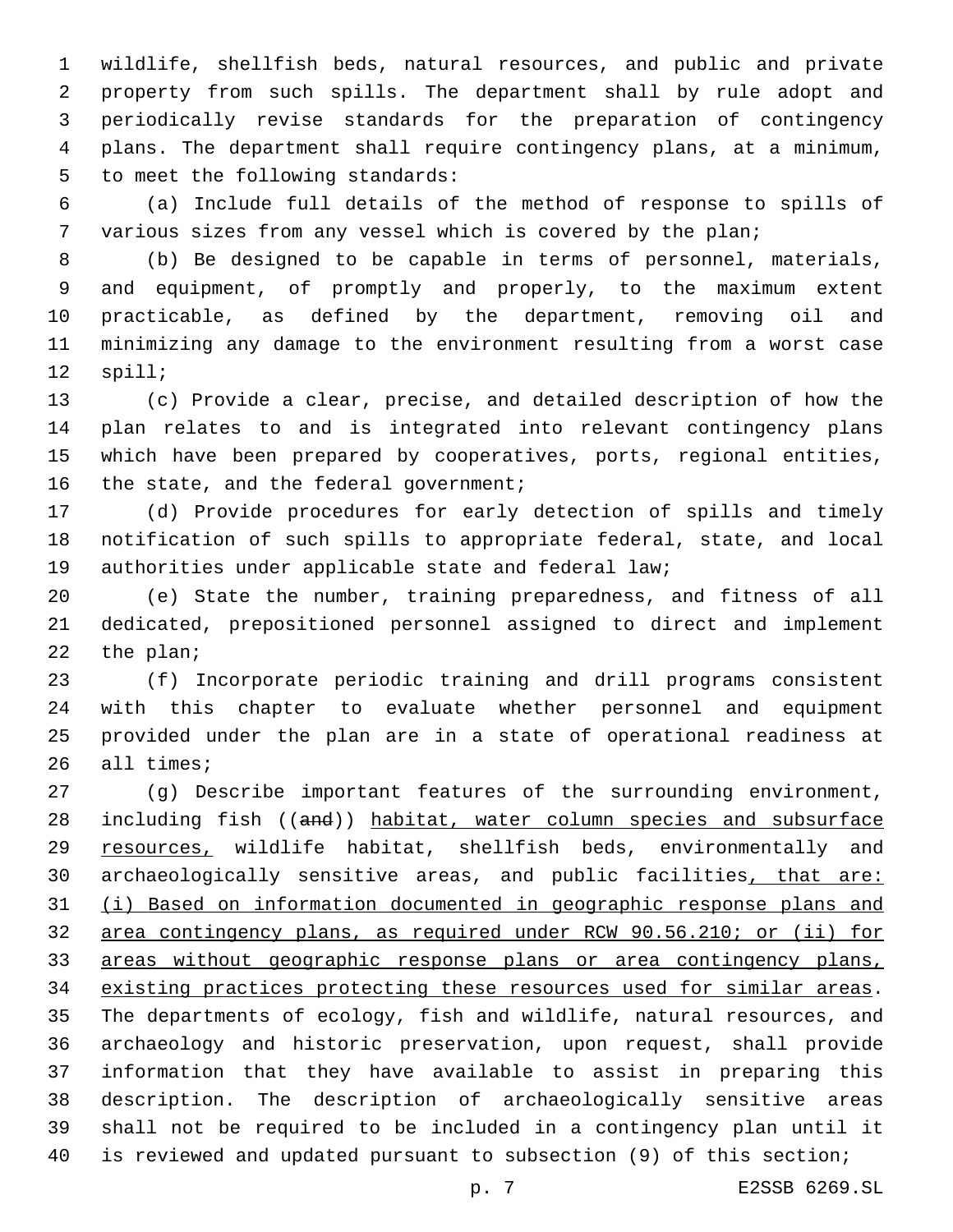wildlife, shellfish beds, natural resources, and public and private property from such spills. The department shall by rule adopt and periodically revise standards for the preparation of contingency plans. The department shall require contingency plans, at a minimum, to meet the following standards:

(a) Include full details of the method of response to spills of various sizes from any vessel which is covered by the plan;

(b) Be designed to be capable in terms of personnel, materials, and equipment, of promptly and properly, to the maximum extent practicable, as defined by the department, removing oil and minimizing any damage to the environment resulting from a worst case spill;

(c) Provide a clear, precise, and detailed description of how the plan relates to and is integrated into relevant contingency plans which have been prepared by cooperatives, ports, regional entities, the state, and the federal government;

(d) Provide procedures for early detection of spills and timely notification of such spills to appropriate federal, state, and local authorities under applicable state and federal law;

(e) State the number, training preparedness, and fitness of all dedicated, prepositioned personnel assigned to direct and implement the plan;

(f) Incorporate periodic training and drill programs consistent with this chapter to evaluate whether personnel and equipment provided under the plan are in a state of operational readiness at all times;

(g) Describe important features of the surrounding environment, including fish ((~~and~~)) <u>habitat, water column species and subsurface resources,</u> wildlife habitat, shellfish beds, environmentally and archaeologically sensitive areas, and public facilities<u>, that are: (i) Based on information documented in geographic response plans and area contingency plans, as required under RCW 90.56.210; or (ii) for areas without geographic response plans or area contingency plans, existing practices protecting these resources used for similar areas</u>. The departments of ecology, fish and wildlife, natural resources, and archaeology and historic preservation, upon request, shall provide information that they have available to assist in preparing this description. The description of archaeologically sensitive areas shall not be required to be included in a contingency plan until it is reviewed and updated pursuant to subsection (9) of this section;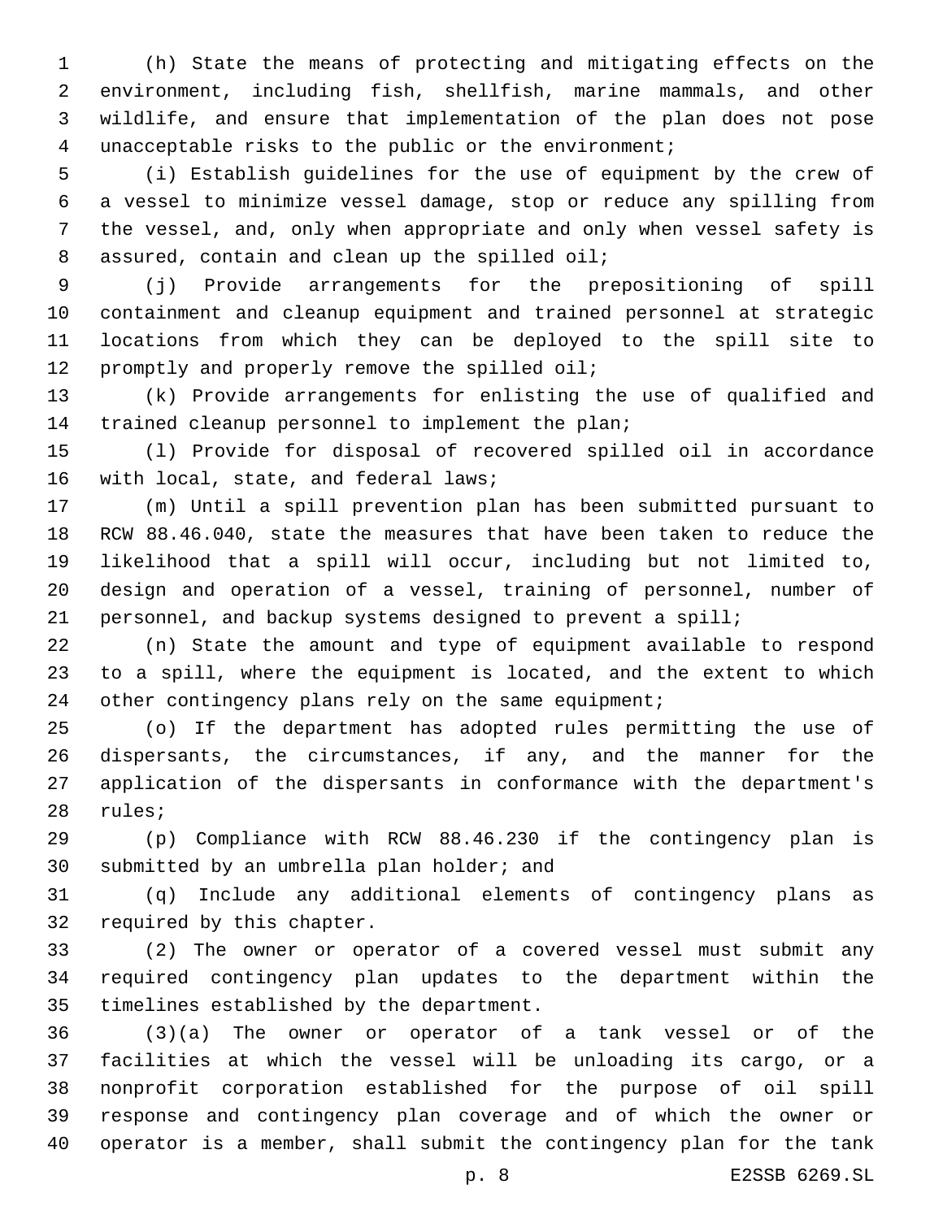(h) State the means of protecting and mitigating effects on the environment, including fish, shellfish, marine mammals, and other wildlife, and ensure that implementation of the plan does not pose unacceptable risks to the public or the environment;

(i) Establish guidelines for the use of equipment by the crew of a vessel to minimize vessel damage, stop or reduce any spilling from the vessel, and, only when appropriate and only when vessel safety is assured, contain and clean up the spilled oil;

(j) Provide arrangements for the prepositioning of spill containment and cleanup equipment and trained personnel at strategic locations from which they can be deployed to the spill site to promptly and properly remove the spilled oil;

(k) Provide arrangements for enlisting the use of qualified and trained cleanup personnel to implement the plan;

(l) Provide for disposal of recovered spilled oil in accordance with local, state, and federal laws;

(m) Until a spill prevention plan has been submitted pursuant to RCW 88.46.040, state the measures that have been taken to reduce the likelihood that a spill will occur, including but not limited to, design and operation of a vessel, training of personnel, number of personnel, and backup systems designed to prevent a spill;

(n) State the amount and type of equipment available to respond to a spill, where the equipment is located, and the extent to which other contingency plans rely on the same equipment;

(o) If the department has adopted rules permitting the use of dispersants, the circumstances, if any, and the manner for the application of the dispersants in conformance with the department's rules;

(p) Compliance with RCW 88.46.230 if the contingency plan is submitted by an umbrella plan holder; and

(q) Include any additional elements of contingency plans as required by this chapter.

(2) The owner or operator of a covered vessel must submit any required contingency plan updates to the department within the timelines established by the department.

(3)(a) The owner or operator of a tank vessel or of the facilities at which the vessel will be unloading its cargo, or a nonprofit corporation established for the purpose of oil spill response and contingency plan coverage and of which the owner or operator is a member, shall submit the contingency plan for the tank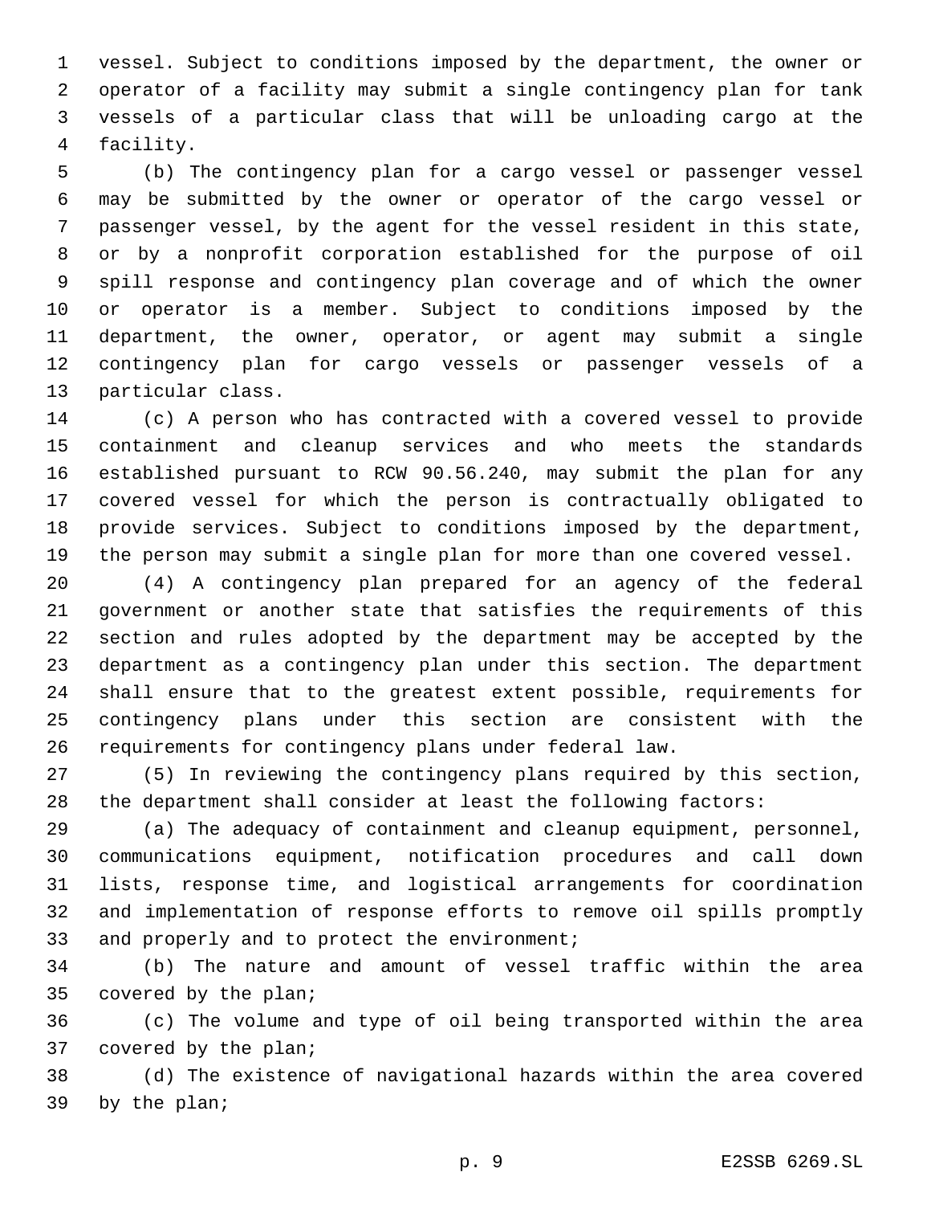vessel. Subject to conditions imposed by the department, the owner or operator of a facility may submit a single contingency plan for tank vessels of a particular class that will be unloading cargo at the facility.

(b) The contingency plan for a cargo vessel or passenger vessel may be submitted by the owner or operator of the cargo vessel or passenger vessel, by the agent for the vessel resident in this state, or by a nonprofit corporation established for the purpose of oil spill response and contingency plan coverage and of which the owner or operator is a member. Subject to conditions imposed by the department, the owner, operator, or agent may submit a single contingency plan for cargo vessels or passenger vessels of a particular class.

(c) A person who has contracted with a covered vessel to provide containment and cleanup services and who meets the standards established pursuant to RCW 90.56.240, may submit the plan for any covered vessel for which the person is contractually obligated to provide services. Subject to conditions imposed by the department, the person may submit a single plan for more than one covered vessel.

(4) A contingency plan prepared for an agency of the federal government or another state that satisfies the requirements of this section and rules adopted by the department may be accepted by the department as a contingency plan under this section. The department shall ensure that to the greatest extent possible, requirements for contingency plans under this section are consistent with the requirements for contingency plans under federal law.

(5) In reviewing the contingency plans required by this section, the department shall consider at least the following factors:

(a) The adequacy of containment and cleanup equipment, personnel, communications equipment, notification procedures and call down lists, response time, and logistical arrangements for coordination and implementation of response efforts to remove oil spills promptly and properly and to protect the environment;

(b) The nature and amount of vessel traffic within the area covered by the plan;

(c) The volume and type of oil being transported within the area covered by the plan;

(d) The existence of navigational hazards within the area covered by the plan;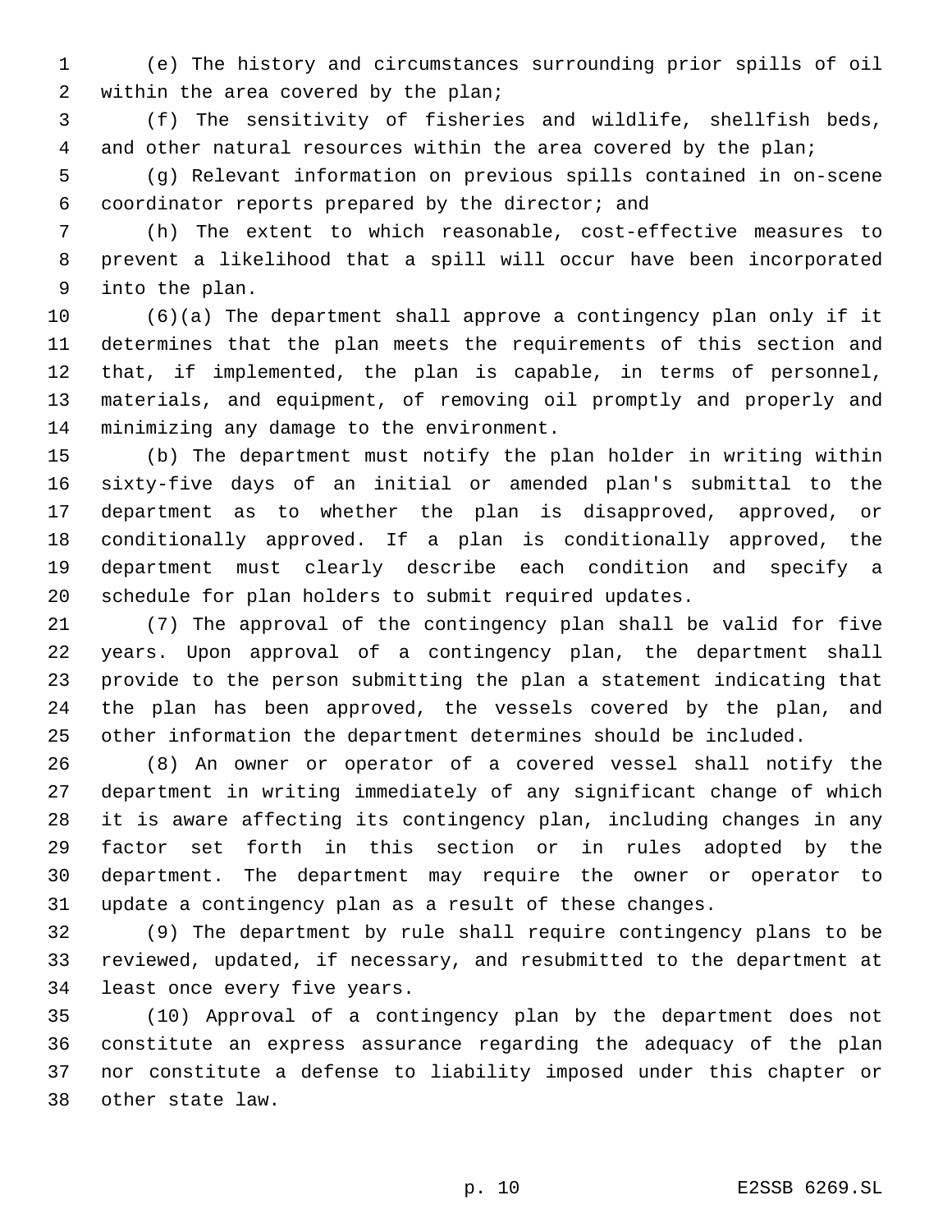(e) The history and circumstances surrounding prior spills of oil within the area covered by the plan;

(f) The sensitivity of fisheries and wildlife, shellfish beds, and other natural resources within the area covered by the plan;

(g) Relevant information on previous spills contained in on-scene coordinator reports prepared by the director; and

(h) The extent to which reasonable, cost-effective measures to prevent a likelihood that a spill will occur have been incorporated into the plan.

(6)(a) The department shall approve a contingency plan only if it determines that the plan meets the requirements of this section and that, if implemented, the plan is capable, in terms of personnel, materials, and equipment, of removing oil promptly and properly and minimizing any damage to the environment.

(b) The department must notify the plan holder in writing within sixty-five days of an initial or amended plan's submittal to the department as to whether the plan is disapproved, approved, or conditionally approved. If a plan is conditionally approved, the department must clearly describe each condition and specify a schedule for plan holders to submit required updates.

(7) The approval of the contingency plan shall be valid for five years. Upon approval of a contingency plan, the department shall provide to the person submitting the plan a statement indicating that the plan has been approved, the vessels covered by the plan, and other information the department determines should be included.

(8) An owner or operator of a covered vessel shall notify the department in writing immediately of any significant change of which it is aware affecting its contingency plan, including changes in any factor set forth in this section or in rules adopted by the department. The department may require the owner or operator to update a contingency plan as a result of these changes.

(9) The department by rule shall require contingency plans to be reviewed, updated, if necessary, and resubmitted to the department at least once every five years.

(10) Approval of a contingency plan by the department does not constitute an express assurance regarding the adequacy of the plan nor constitute a defense to liability imposed under this chapter or other state law.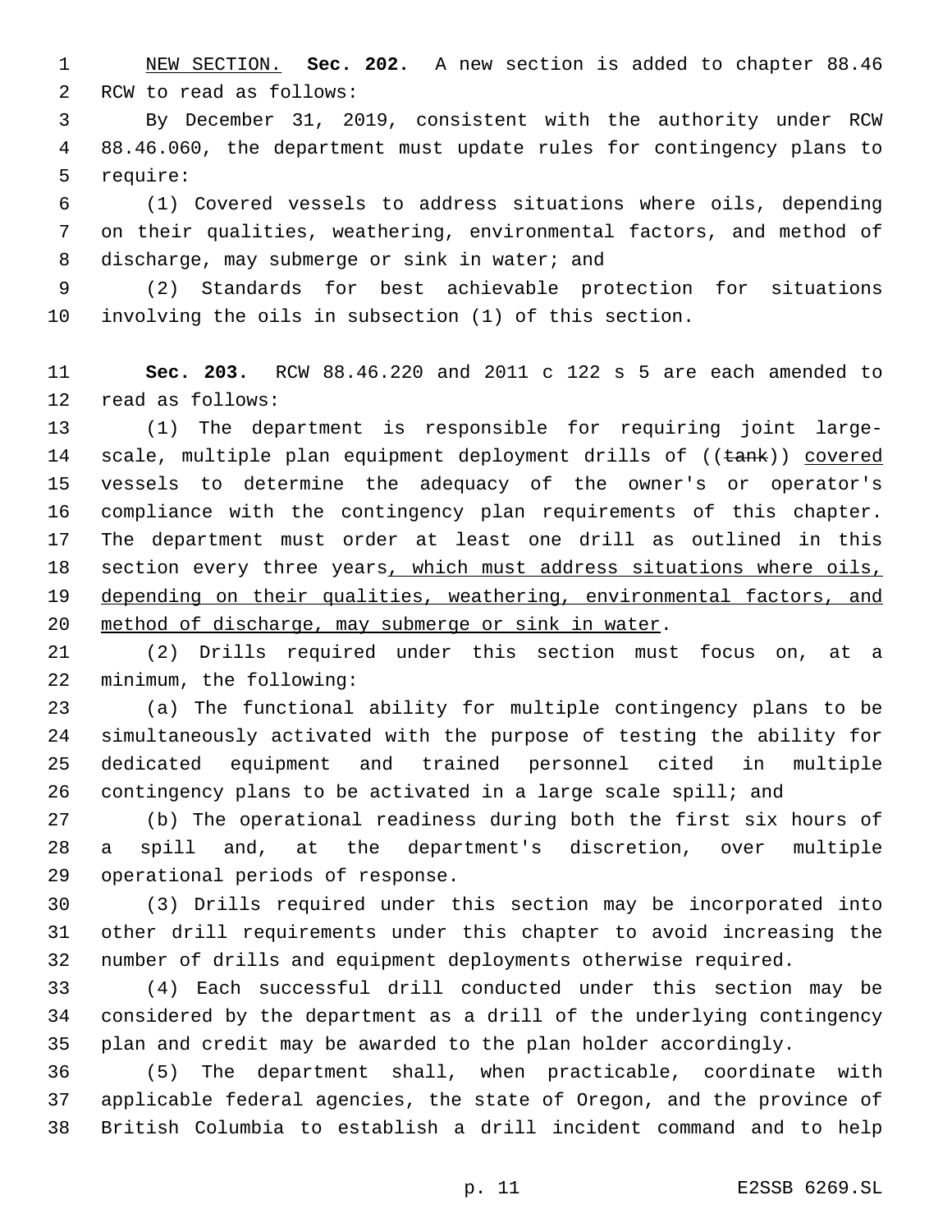NEW SECTION. **Sec. 202.** A new section is added to chapter 88.46 RCW to read as follows:

By December 31, 2019, consistent with the authority under RCW 88.46.060, the department must update rules for contingency plans to require:

(1) Covered vessels to address situations where oils, depending on their qualities, weathering, environmental factors, and method of discharge, may submerge or sink in water; and

(2) Standards for best achievable protection for situations involving the oils in subsection (1) of this section.

**Sec. 203.** RCW 88.46.220 and 2011 c 122 s 5 are each amended to read as follows:

(1) The department is responsible for requiring joint large-scale, multiple plan equipment deployment drills of ((~~tank~~)) covered vessels to determine the adequacy of the owner's or operator's compliance with the contingency plan requirements of this chapter. The department must order at least one drill as outlined in this section every three years, which must address situations where oils, depending on their qualities, weathering, environmental factors, and method of discharge, may submerge or sink in water.

(2) Drills required under this section must focus on, at a minimum, the following:

(a) The functional ability for multiple contingency plans to be simultaneously activated with the purpose of testing the ability for dedicated equipment and trained personnel cited in multiple contingency plans to be activated in a large scale spill; and

(b) The operational readiness during both the first six hours of a spill and, at the department's discretion, over multiple operational periods of response.

(3) Drills required under this section may be incorporated into other drill requirements under this chapter to avoid increasing the number of drills and equipment deployments otherwise required.

(4) Each successful drill conducted under this section may be considered by the department as a drill of the underlying contingency plan and credit may be awarded to the plan holder accordingly.

(5) The department shall, when practicable, coordinate with applicable federal agencies, the state of Oregon, and the province of British Columbia to establish a drill incident command and to help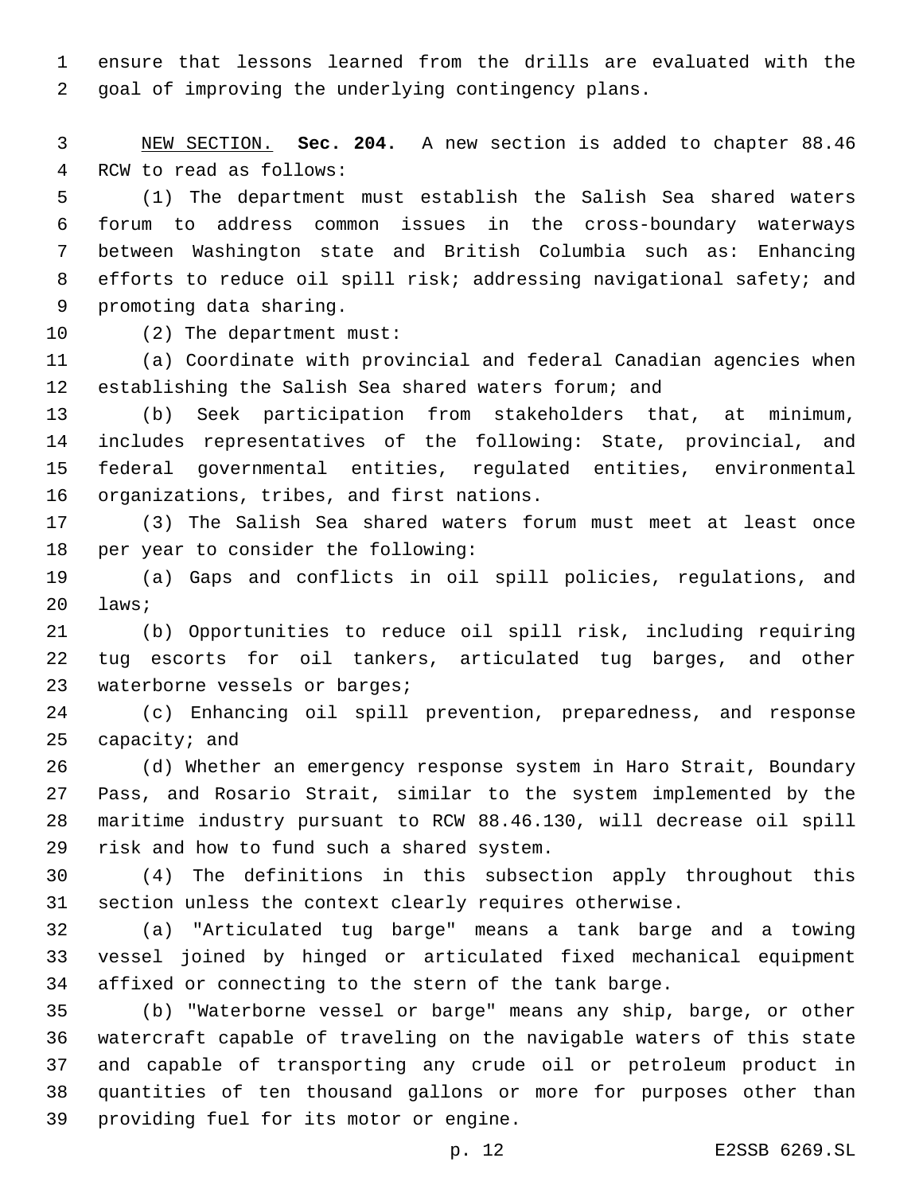ensure that lessons learned from the drills are evaluated with the goal of improving the underlying contingency plans.

NEW SECTION. **Sec. 204.** A new section is added to chapter 88.46 RCW to read as follows:

(1) The department must establish the Salish Sea shared waters forum to address common issues in the cross-boundary waterways between Washington state and British Columbia such as: Enhancing efforts to reduce oil spill risk; addressing navigational safety; and promoting data sharing.

(2) The department must:

(a) Coordinate with provincial and federal Canadian agencies when establishing the Salish Sea shared waters forum; and

(b) Seek participation from stakeholders that, at minimum, includes representatives of the following: State, provincial, and federal governmental entities, regulated entities, environmental organizations, tribes, and first nations.

(3) The Salish Sea shared waters forum must meet at least once per year to consider the following:

(a) Gaps and conflicts in oil spill policies, regulations, and laws;

(b) Opportunities to reduce oil spill risk, including requiring tug escorts for oil tankers, articulated tug barges, and other waterborne vessels or barges;

(c) Enhancing oil spill prevention, preparedness, and response capacity; and

(d) Whether an emergency response system in Haro Strait, Boundary Pass, and Rosario Strait, similar to the system implemented by the maritime industry pursuant to RCW 88.46.130, will decrease oil spill risk and how to fund such a shared system.

(4) The definitions in this subsection apply throughout this section unless the context clearly requires otherwise.

(a) "Articulated tug barge" means a tank barge and a towing vessel joined by hinged or articulated fixed mechanical equipment affixed or connecting to the stern of the tank barge.

(b) "Waterborne vessel or barge" means any ship, barge, or other watercraft capable of traveling on the navigable waters of this state and capable of transporting any crude oil or petroleum product in quantities of ten thousand gallons or more for purposes other than providing fuel for its motor or engine.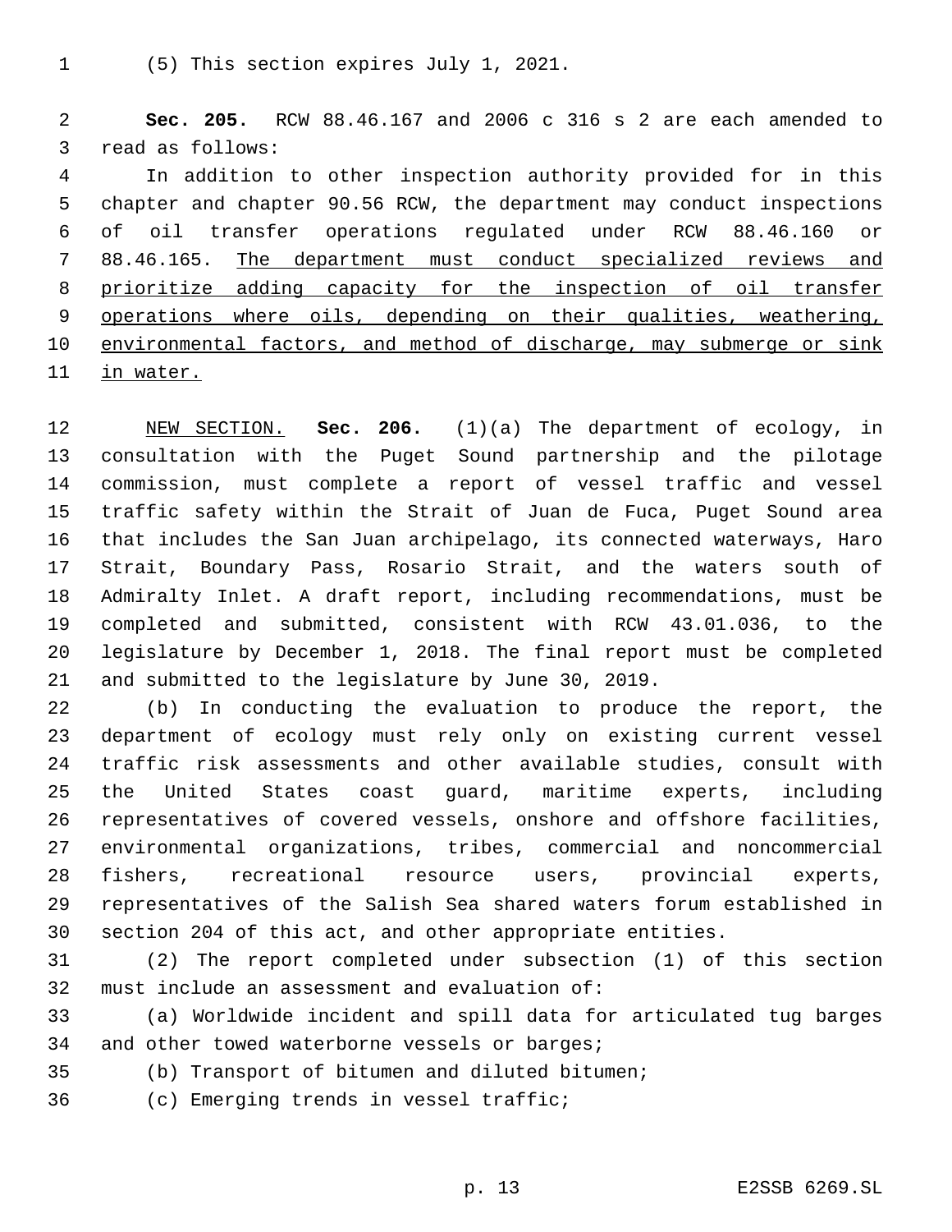(5) This section expires July 1, 2021.

**Sec. 205.** RCW 88.46.167 and 2006 c 316 s 2 are each amended to read as follows:

In addition to other inspection authority provided for in this chapter and chapter 90.56 RCW, the department may conduct inspections of oil transfer operations regulated under RCW 88.46.160 or 88.46.165. <u>The department must conduct specialized reviews and prioritize adding capacity for the inspection of oil transfer operations where oils, depending on their qualities, weathering, environmental factors, and method of discharge, may submerge or sink in water.</u>

<u>NEW SECTION.</u> **Sec. 206.** (1)(a) The department of ecology, in consultation with the Puget Sound partnership and the pilotage commission, must complete a report of vessel traffic and vessel traffic safety within the Strait of Juan de Fuca, Puget Sound area that includes the San Juan archipelago, its connected waterways, Haro Strait, Boundary Pass, Rosario Strait, and the waters south of Admiralty Inlet. A draft report, including recommendations, must be completed and submitted, consistent with RCW 43.01.036, to the legislature by December 1, 2018. The final report must be completed and submitted to the legislature by June 30, 2019.

(b) In conducting the evaluation to produce the report, the department of ecology must rely only on existing current vessel traffic risk assessments and other available studies, consult with the United States coast guard, maritime experts, including representatives of covered vessels, onshore and offshore facilities, environmental organizations, tribes, commercial and noncommercial fishers, recreational resource users, provincial experts, representatives of the Salish Sea shared waters forum established in section 204 of this act, and other appropriate entities.

(2) The report completed under subsection (1) of this section must include an assessment and evaluation of:

(a) Worldwide incident and spill data for articulated tug barges and other towed waterborne vessels or barges;

(b) Transport of bitumen and diluted bitumen;

(c) Emerging trends in vessel traffic;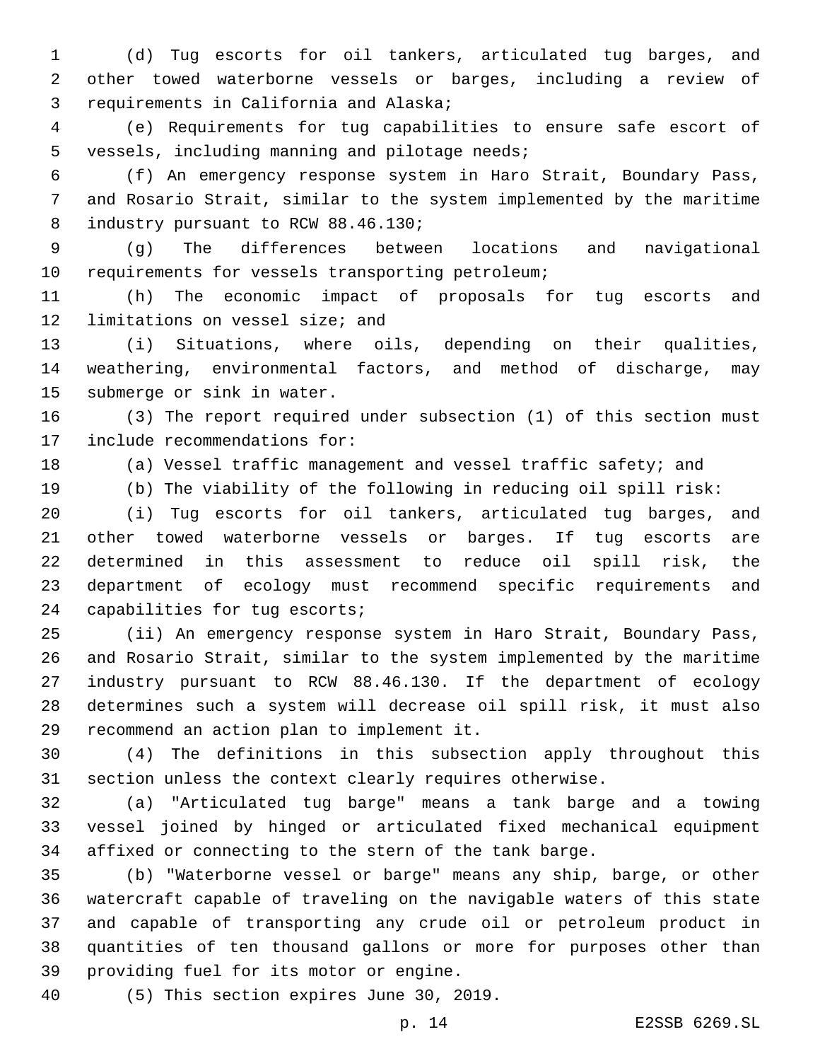(d) Tug escorts for oil tankers, articulated tug barges, and other towed waterborne vessels or barges, including a review of requirements in California and Alaska;

(e) Requirements for tug capabilities to ensure safe escort of vessels, including manning and pilotage needs;

(f) An emergency response system in Haro Strait, Boundary Pass, and Rosario Strait, similar to the system implemented by the maritime industry pursuant to RCW 88.46.130;

(g) The differences between locations and navigational requirements for vessels transporting petroleum;

(h) The economic impact of proposals for tug escorts and limitations on vessel size; and

(i) Situations, where oils, depending on their qualities, weathering, environmental factors, and method of discharge, may submerge or sink in water.

(3) The report required under subsection (1) of this section must include recommendations for:

(a) Vessel traffic management and vessel traffic safety; and

(b) The viability of the following in reducing oil spill risk:

(i) Tug escorts for oil tankers, articulated tug barges, and other towed waterborne vessels or barges. If tug escorts are determined in this assessment to reduce oil spill risk, the department of ecology must recommend specific requirements and capabilities for tug escorts;

(ii) An emergency response system in Haro Strait, Boundary Pass, and Rosario Strait, similar to the system implemented by the maritime industry pursuant to RCW 88.46.130. If the department of ecology determines such a system will decrease oil spill risk, it must also recommend an action plan to implement it.

(4) The definitions in this subsection apply throughout this section unless the context clearly requires otherwise.

(a) "Articulated tug barge" means a tank barge and a towing vessel joined by hinged or articulated fixed mechanical equipment affixed or connecting to the stern of the tank barge.

(b) "Waterborne vessel or barge" means any ship, barge, or other watercraft capable of traveling on the navigable waters of this state and capable of transporting any crude oil or petroleum product in quantities of ten thousand gallons or more for purposes other than providing fuel for its motor or engine.

(5) This section expires June 30, 2019.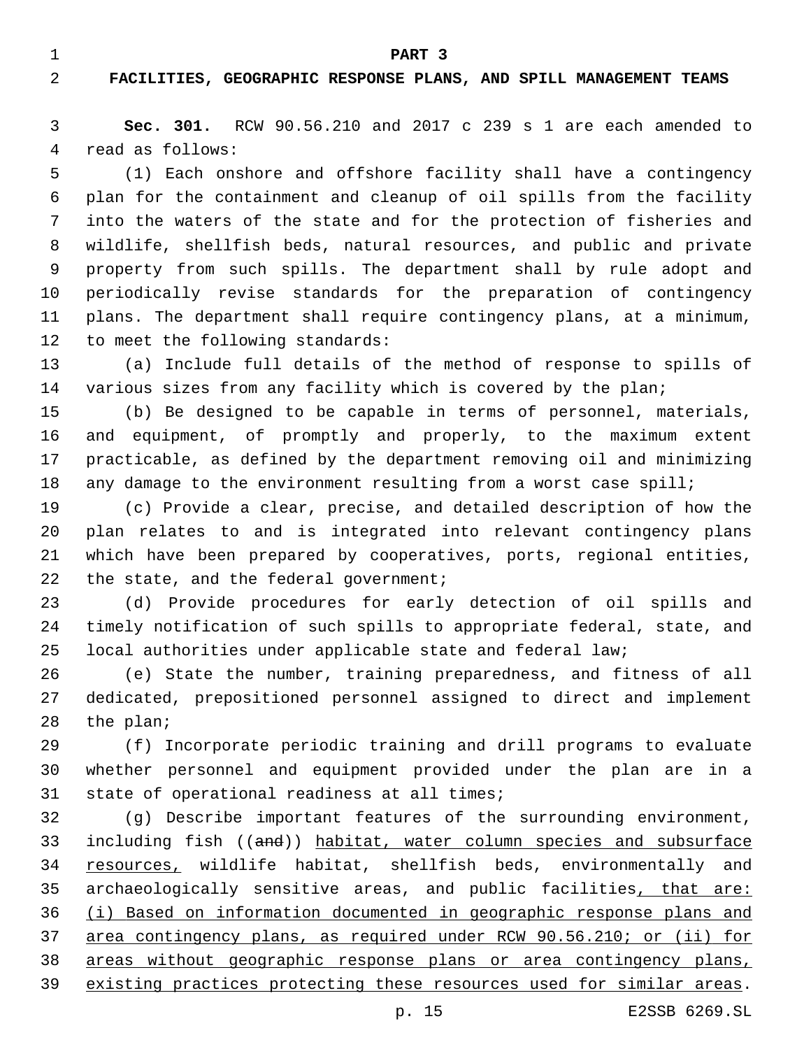**PART 3**

**FACILITIES, GEOGRAPHIC RESPONSE PLANS, AND SPILL MANAGEMENT TEAMS**

**Sec. 301.** RCW 90.56.210 and 2017 c 239 s 1 are each amended to read as follows:

(1) Each onshore and offshore facility shall have a contingency plan for the containment and cleanup of oil spills from the facility into the waters of the state and for the protection of fisheries and wildlife, shellfish beds, natural resources, and public and private property from such spills. The department shall by rule adopt and periodically revise standards for the preparation of contingency plans. The department shall require contingency plans, at a minimum, to meet the following standards:

(a) Include full details of the method of response to spills of various sizes from any facility which is covered by the plan;

(b) Be designed to be capable in terms of personnel, materials, and equipment, of promptly and properly, to the maximum extent practicable, as defined by the department removing oil and minimizing any damage to the environment resulting from a worst case spill;

(c) Provide a clear, precise, and detailed description of how the plan relates to and is integrated into relevant contingency plans which have been prepared by cooperatives, ports, regional entities, the state, and the federal government;

(d) Provide procedures for early detection of oil spills and timely notification of such spills to appropriate federal, state, and local authorities under applicable state and federal law;

(e) State the number, training preparedness, and fitness of all dedicated, prepositioned personnel assigned to direct and implement the plan;

(f) Incorporate periodic training and drill programs to evaluate whether personnel and equipment provided under the plan are in a state of operational readiness at all times;

(g) Describe important features of the surrounding environment, including fish ((~~and~~)) habitat, water column species and subsurface resources, wildlife habitat, shellfish beds, environmentally and archaeologically sensitive areas, and public facilities, that are: (i) Based on information documented in geographic response plans and area contingency plans, as required under RCW 90.56.210; or (ii) for areas without geographic response plans or area contingency plans, existing practices protecting these resources used for similar areas.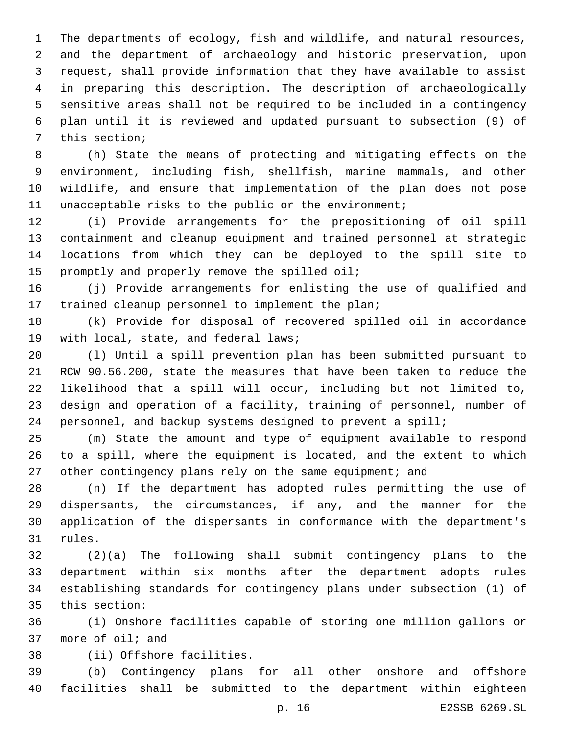The departments of ecology, fish and wildlife, and natural resources, and the department of archaeology and historic preservation, upon request, shall provide information that they have available to assist in preparing this description. The description of archaeologically sensitive areas shall not be required to be included in a contingency plan until it is reviewed and updated pursuant to subsection (9) of this section;

(h) State the means of protecting and mitigating effects on the environment, including fish, shellfish, marine mammals, and other wildlife, and ensure that implementation of the plan does not pose unacceptable risks to the public or the environment;

(i) Provide arrangements for the prepositioning of oil spill containment and cleanup equipment and trained personnel at strategic locations from which they can be deployed to the spill site to promptly and properly remove the spilled oil;

(j) Provide arrangements for enlisting the use of qualified and trained cleanup personnel to implement the plan;

(k) Provide for disposal of recovered spilled oil in accordance with local, state, and federal laws;

(l) Until a spill prevention plan has been submitted pursuant to RCW 90.56.200, state the measures that have been taken to reduce the likelihood that a spill will occur, including but not limited to, design and operation of a facility, training of personnel, number of personnel, and backup systems designed to prevent a spill;

(m) State the amount and type of equipment available to respond to a spill, where the equipment is located, and the extent to which other contingency plans rely on the same equipment; and

(n) If the department has adopted rules permitting the use of dispersants, the circumstances, if any, and the manner for the application of the dispersants in conformance with the department's rules.

(2)(a) The following shall submit contingency plans to the department within six months after the department adopts rules establishing standards for contingency plans under subsection (1) of this section:

(i) Onshore facilities capable of storing one million gallons or more of oil; and

(ii) Offshore facilities.

(b) Contingency plans for all other onshore and offshore facilities shall be submitted to the department within eighteen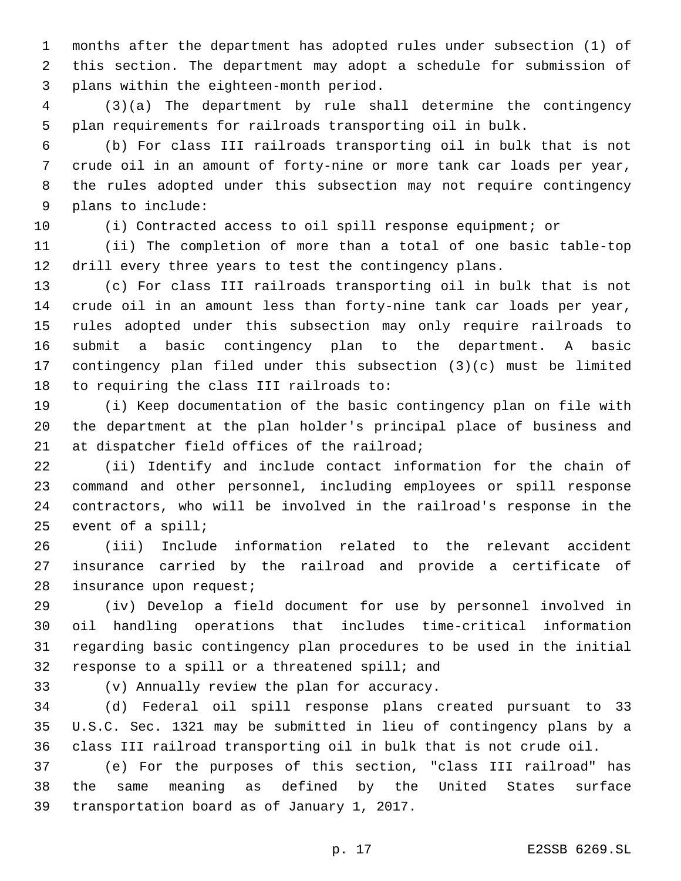months after the department has adopted rules under subsection (1) of this section. The department may adopt a schedule for submission of plans within the eighteen-month period.

(3)(a) The department by rule shall determine the contingency plan requirements for railroads transporting oil in bulk.

(b) For class III railroads transporting oil in bulk that is not crude oil in an amount of forty-nine or more tank car loads per year, the rules adopted under this subsection may not require contingency plans to include:

(i) Contracted access to oil spill response equipment; or

(ii) The completion of more than a total of one basic table-top drill every three years to test the contingency plans.

(c) For class III railroads transporting oil in bulk that is not crude oil in an amount less than forty-nine tank car loads per year, rules adopted under this subsection may only require railroads to submit a basic contingency plan to the department. A basic contingency plan filed under this subsection (3)(c) must be limited to requiring the class III railroads to:

(i) Keep documentation of the basic contingency plan on file with the department at the plan holder's principal place of business and at dispatcher field offices of the railroad;

(ii) Identify and include contact information for the chain of command and other personnel, including employees or spill response contractors, who will be involved in the railroad's response in the event of a spill;

(iii) Include information related to the relevant accident insurance carried by the railroad and provide a certificate of insurance upon request;

(iv) Develop a field document for use by personnel involved in oil handling operations that includes time-critical information regarding basic contingency plan procedures to be used in the initial response to a spill or a threatened spill; and

(v) Annually review the plan for accuracy.

(d) Federal oil spill response plans created pursuant to 33 U.S.C. Sec. 1321 may be submitted in lieu of contingency plans by a class III railroad transporting oil in bulk that is not crude oil.

(e) For the purposes of this section, "class III railroad" has the same meaning as defined by the United States surface transportation board as of January 1, 2017.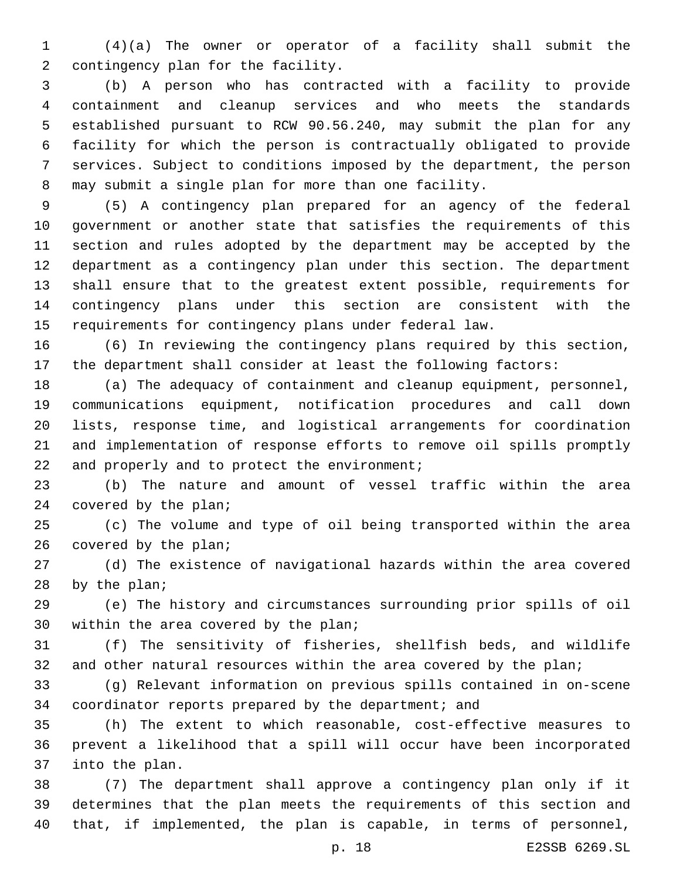(4)(a) The owner or operator of a facility shall submit the contingency plan for the facility.

(b) A person who has contracted with a facility to provide containment and cleanup services and who meets the standards established pursuant to RCW 90.56.240, may submit the plan for any facility for which the person is contractually obligated to provide services. Subject to conditions imposed by the department, the person may submit a single plan for more than one facility.

(5) A contingency plan prepared for an agency of the federal government or another state that satisfies the requirements of this section and rules adopted by the department may be accepted by the department as a contingency plan under this section. The department shall ensure that to the greatest extent possible, requirements for contingency plans under this section are consistent with the requirements for contingency plans under federal law.

(6) In reviewing the contingency plans required by this section, the department shall consider at least the following factors:

(a) The adequacy of containment and cleanup equipment, personnel, communications equipment, notification procedures and call down lists, response time, and logistical arrangements for coordination and implementation of response efforts to remove oil spills promptly and properly and to protect the environment;

(b) The nature and amount of vessel traffic within the area covered by the plan;

(c) The volume and type of oil being transported within the area covered by the plan;

(d) The existence of navigational hazards within the area covered by the plan;

(e) The history and circumstances surrounding prior spills of oil within the area covered by the plan;

(f) The sensitivity of fisheries, shellfish beds, and wildlife and other natural resources within the area covered by the plan;

(g) Relevant information on previous spills contained in on-scene coordinator reports prepared by the department; and

(h) The extent to which reasonable, cost-effective measures to prevent a likelihood that a spill will occur have been incorporated into the plan.

(7) The department shall approve a contingency plan only if it determines that the plan meets the requirements of this section and that, if implemented, the plan is capable, in terms of personnel,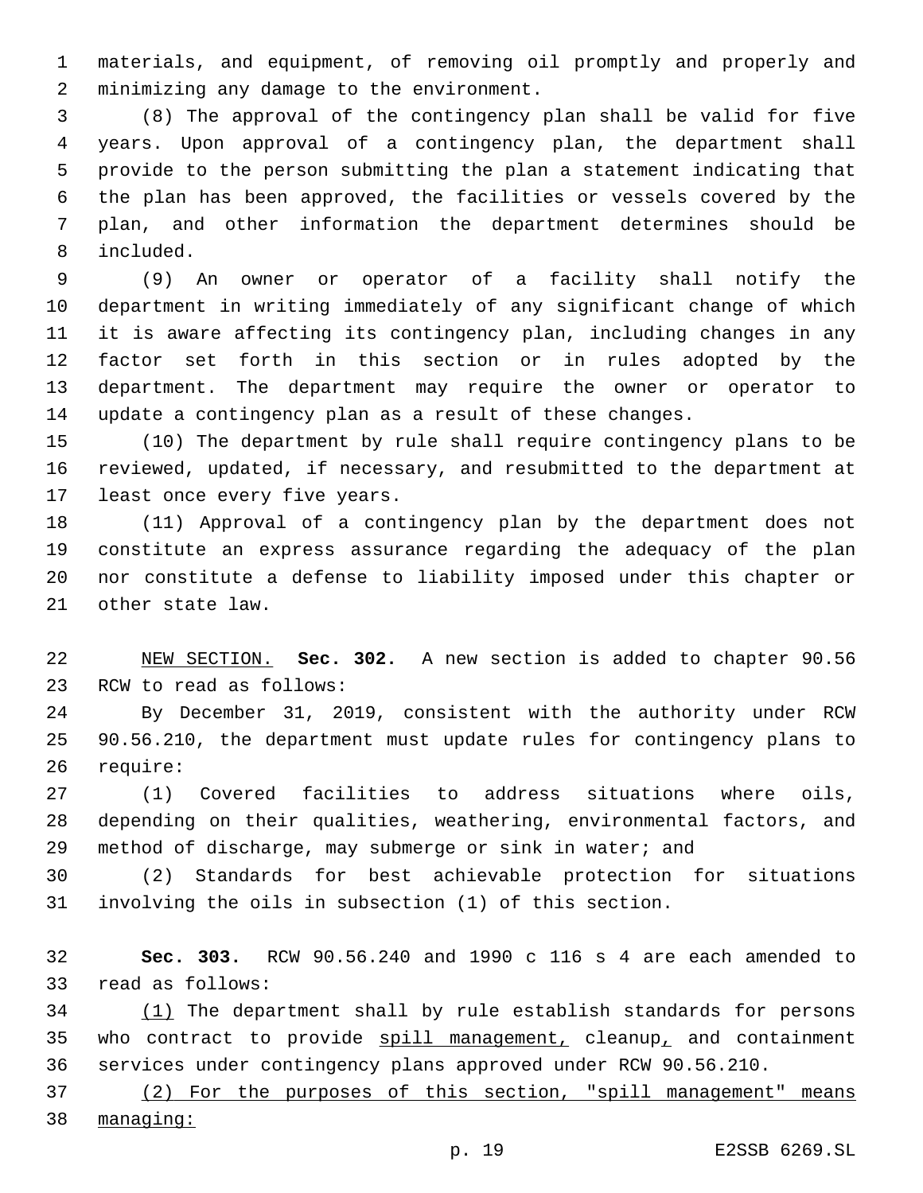materials, and equipment, of removing oil promptly and properly and minimizing any damage to the environment.

(8) The approval of the contingency plan shall be valid for five years. Upon approval of a contingency plan, the department shall provide to the person submitting the plan a statement indicating that the plan has been approved, the facilities or vessels covered by the plan, and other information the department determines should be included.

(9) An owner or operator of a facility shall notify the department in writing immediately of any significant change of which it is aware affecting its contingency plan, including changes in any factor set forth in this section or in rules adopted by the department. The department may require the owner or operator to update a contingency plan as a result of these changes.

(10) The department by rule shall require contingency plans to be reviewed, updated, if necessary, and resubmitted to the department at least once every five years.

(11) Approval of a contingency plan by the department does not constitute an express assurance regarding the adequacy of the plan nor constitute a defense to liability imposed under this chapter or other state law.

NEW SECTION. **Sec. 302.** A new section is added to chapter 90.56 RCW to read as follows:

By December 31, 2019, consistent with the authority under RCW 90.56.210, the department must update rules for contingency plans to require:

(1) Covered facilities to address situations where oils, depending on their qualities, weathering, environmental factors, and method of discharge, may submerge or sink in water; and

(2) Standards for best achievable protection for situations involving the oils in subsection (1) of this section.

**Sec. 303.** RCW 90.56.240 and 1990 c 116 s 4 are each amended to read as follows:

(1) The department shall by rule establish standards for persons who contract to provide spill management, cleanup, and containment services under contingency plans approved under RCW 90.56.210.

(2) For the purposes of this section, "spill management" means managing: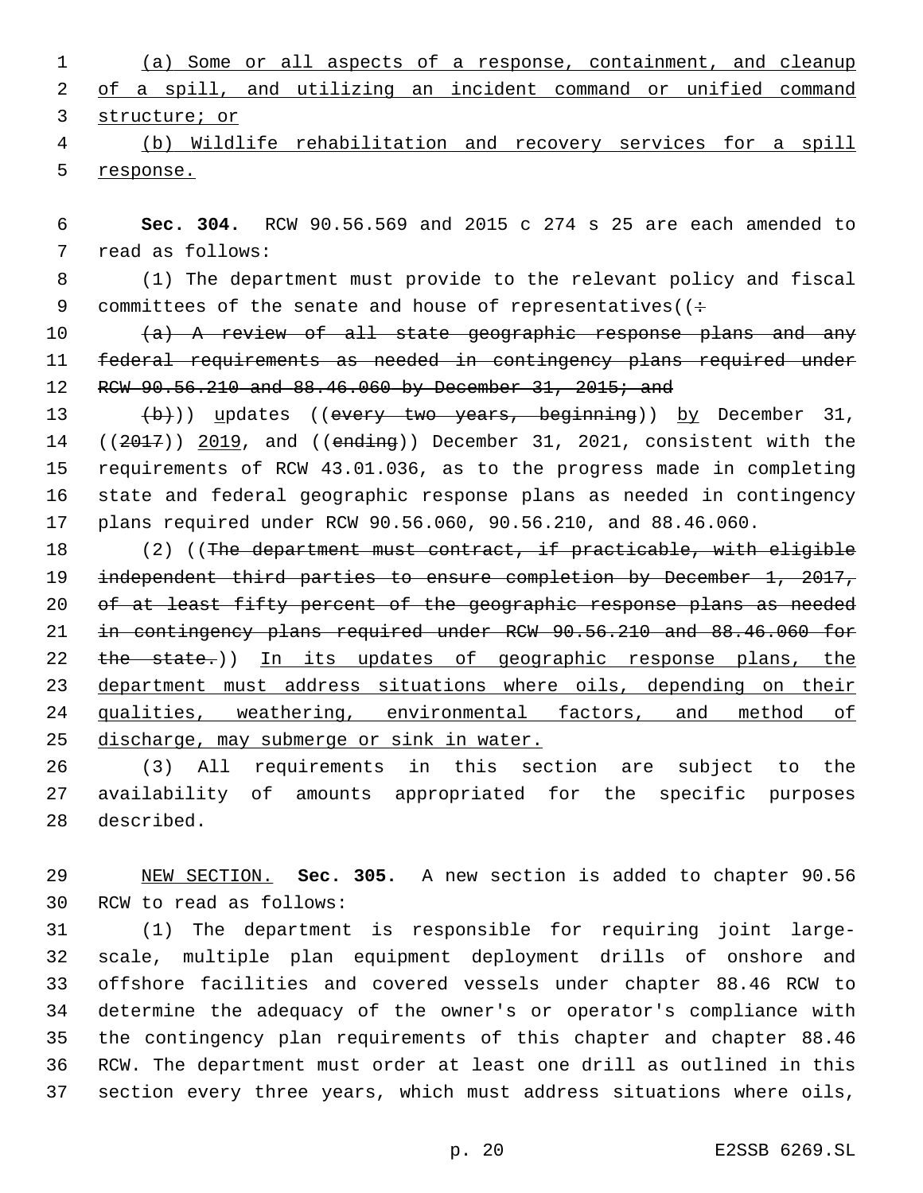(a) Some or all aspects of a response, containment, and cleanup of a spill, and utilizing an incident command or unified command structure; or

(b) Wildlife rehabilitation and recovery services for a spill response.

**Sec. 304.** RCW 90.56.569 and 2015 c 274 s 25 are each amended to read as follows:

(1) The department must provide to the relevant policy and fiscal committees of the senate and house of representatives((:

~~(a) A review of all state geographic response plans and any federal requirements as needed in contingency plans required under RCW 90.56.210 and 88.46.060 by December 31, 2015; and~~

~~(b)~~)) updates ((~~every two years, beginning~~)) by December 31, ((~~2017~~)) 2019, and ((~~ending~~)) December 31, 2021, consistent with the requirements of RCW 43.01.036, as to the progress made in completing state and federal geographic response plans as needed in contingency plans required under RCW 90.56.060, 90.56.210, and 88.46.060.

(2) ((~~The department must contract, if practicable, with eligible independent third parties to ensure completion by December 1, 2017, of at least fifty percent of the geographic response plans as needed in contingency plans required under RCW 90.56.210 and 88.46.060 for the state.~~)) In its updates of geographic response plans, the department must address situations where oils, depending on their qualities, weathering, environmental factors, and method of discharge, may submerge or sink in water.

(3) All requirements in this section are subject to the availability of amounts appropriated for the specific purposes described.

NEW SECTION. **Sec. 305.** A new section is added to chapter 90.56 RCW to read as follows:

(1) The department is responsible for requiring joint large-scale, multiple plan equipment deployment drills of onshore and offshore facilities and covered vessels under chapter 88.46 RCW to determine the adequacy of the owner's or operator's compliance with the contingency plan requirements of this chapter and chapter 88.46 RCW. The department must order at least one drill as outlined in this section every three years, which must address situations where oils,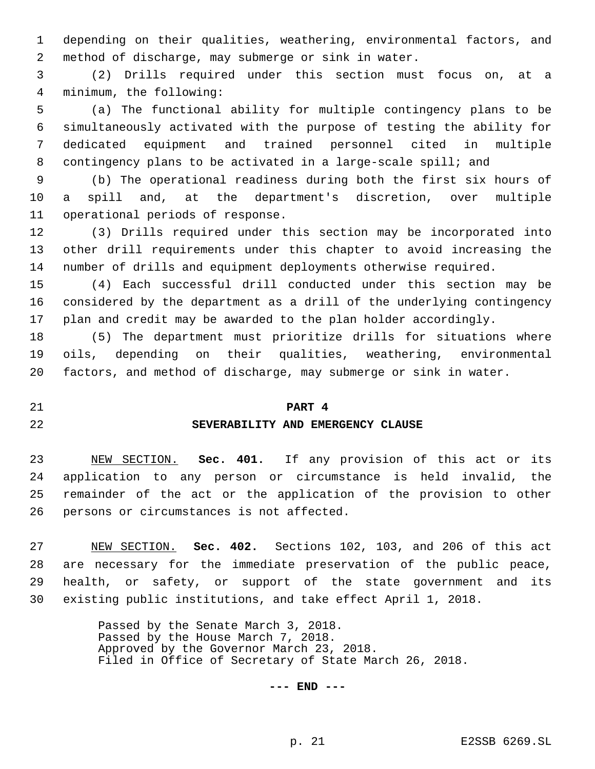depending on their qualities, weathering, environmental factors, and method of discharge, may submerge or sink in water.

(2) Drills required under this section must focus on, at a minimum, the following:

(a) The functional ability for multiple contingency plans to be simultaneously activated with the purpose of testing the ability for dedicated equipment and trained personnel cited in multiple contingency plans to be activated in a large-scale spill; and

(b) The operational readiness during both the first six hours of a spill and, at the department's discretion, over multiple operational periods of response.

(3) Drills required under this section may be incorporated into other drill requirements under this chapter to avoid increasing the number of drills and equipment deployments otherwise required.

(4) Each successful drill conducted under this section may be considered by the department as a drill of the underlying contingency plan and credit may be awarded to the plan holder accordingly.

(5) The department must prioritize drills for situations where oils, depending on their qualities, weathering, environmental factors, and method of discharge, may submerge or sink in water.

## PART 4
## SEVERABILITY AND EMERGENCY CLAUSE

NEW SECTION. **Sec. 401.** If any provision of this act or its application to any person or circumstance is held invalid, the remainder of the act or the application of the provision to other persons or circumstances is not affected.

NEW SECTION. **Sec. 402.** Sections 102, 103, and 206 of this act are necessary for the immediate preservation of the public peace, health, or safety, or support of the state government and its existing public institutions, and take effect April 1, 2018.

Passed by the Senate March 3, 2018.
Passed by the House March 7, 2018.
Approved by the Governor March 23, 2018.
Filed in Office of Secretary of State March 26, 2018.

**--- END ---**